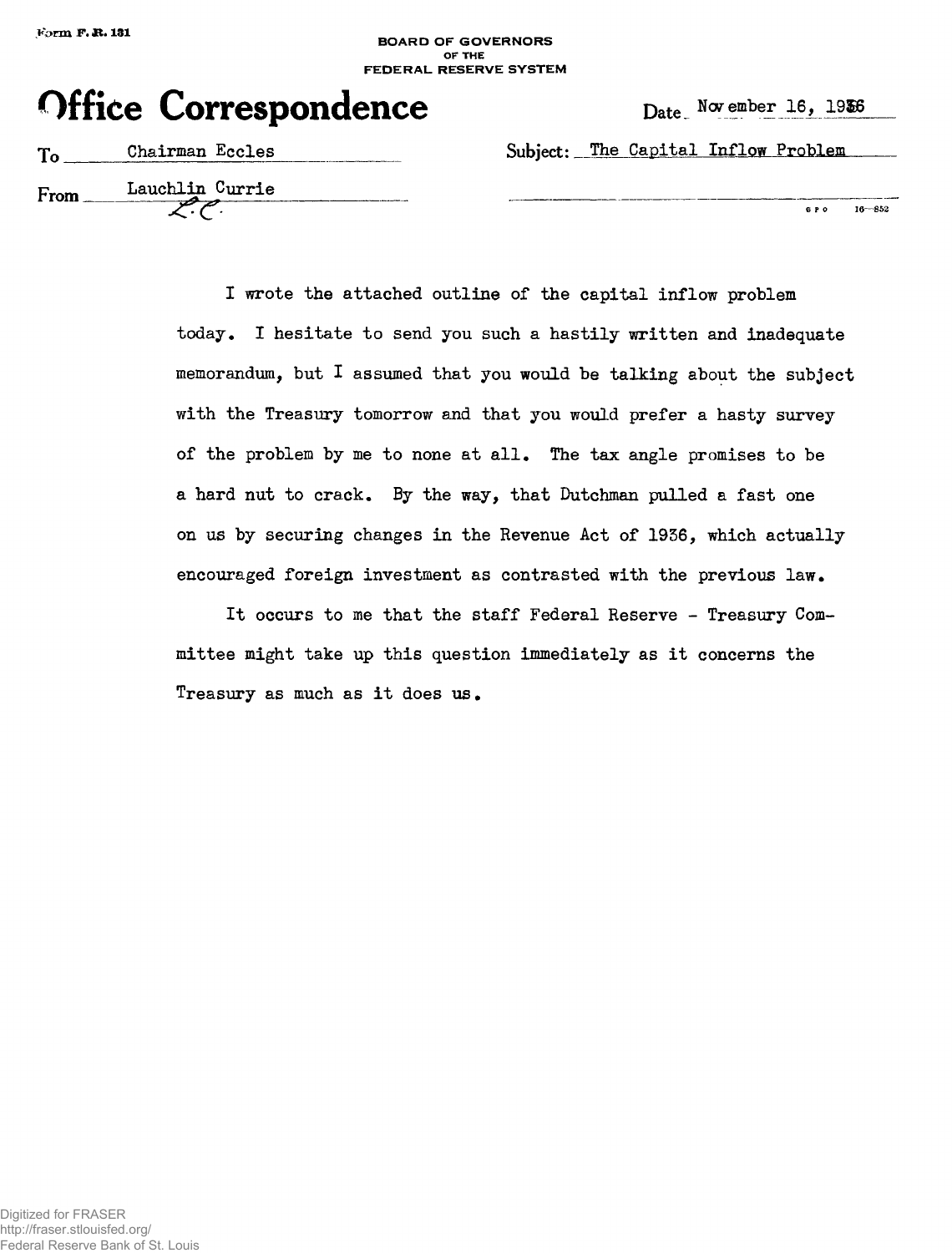Form F.R. 131

BOARD OF GOVERNORS
OF THE
FEDERAL RESERVE SYSTEM

# Office Correspondence

Date: November 16, 1936

To: Chairman Eccles

Subject: The Capital Inflow Problem

From: Lauchlin Currie
L.C.

I wrote the attached outline of the capital inflow problem today. I hesitate to send you such a hastily written and inadequate memorandum, but I assumed that you would be talking about the subject with the Treasury tomorrow and that you would prefer a hasty survey of the problem by me to none at all. The tax angle promises to be a hard nut to crack. By the way, that Dutchman pulled a fast one on us by securing changes in the Revenue Act of 1936, which actually encouraged foreign investment as contrasted with the previous law.

It occurs to me that the staff Federal Reserve - Treasury Committee might take up this question immediately as it concerns the Treasury as much as it does us.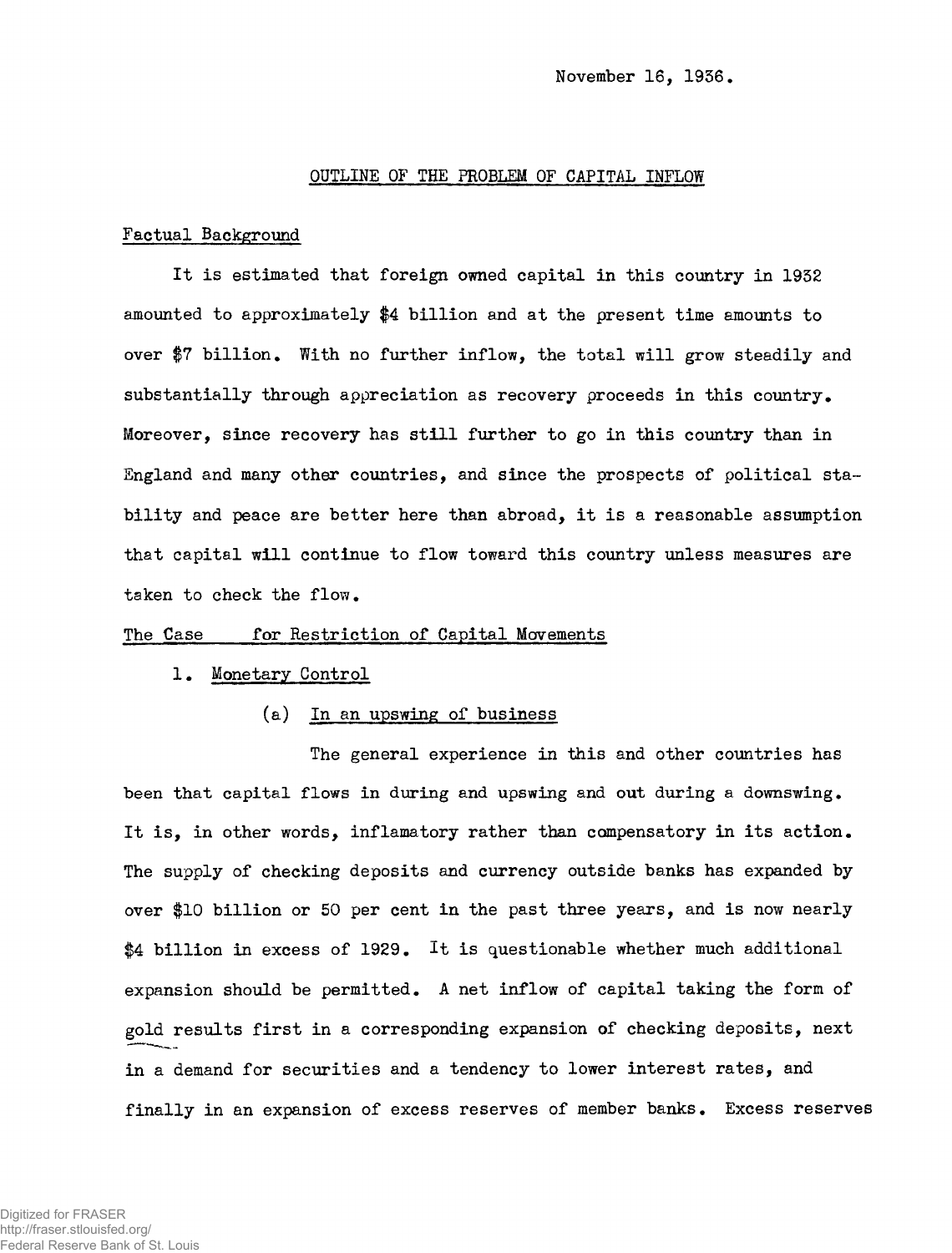November 16, 1936.

## OUTLINE OF THE PROBLEM OF CAPITAL INFLOW

### Factual Background

It is estimated that foreign owned capital in this country in 1932 amounted to approximately $4 billion and at the present time amounts to over $7 billion. With no further inflow, the total will grow steadily and substantially through appreciation as recovery proceeds in this country. Moreover, since recovery has still further to go in this country than in England and many other countries, and since the prospects of political stability and peace are better here than abroad, it is a reasonable assumption that capital will continue to flow toward this country unless measures are taken to check the flow.

### The Case for Restriction of Capital Movements

1. Monetary Control

   (a) In an upswing of business

   The general experience in this and other countries has been that capital flows in during and upswing and out during a downswing. It is, in other words, inflamatory rather than compensatory in its action. The supply of checking deposits and currency outside banks has expanded by over $10 billion or 50 per cent in the past three years, and is now nearly $4 billion in excess of 1929. It is questionable whether much additional expansion should be permitted. A net inflow of capital taking the form of gold results first in a corresponding expansion of checking deposits, next in a demand for securities and a tendency to lower interest rates, and finally in an expansion of excess reserves of member banks. Excess reserves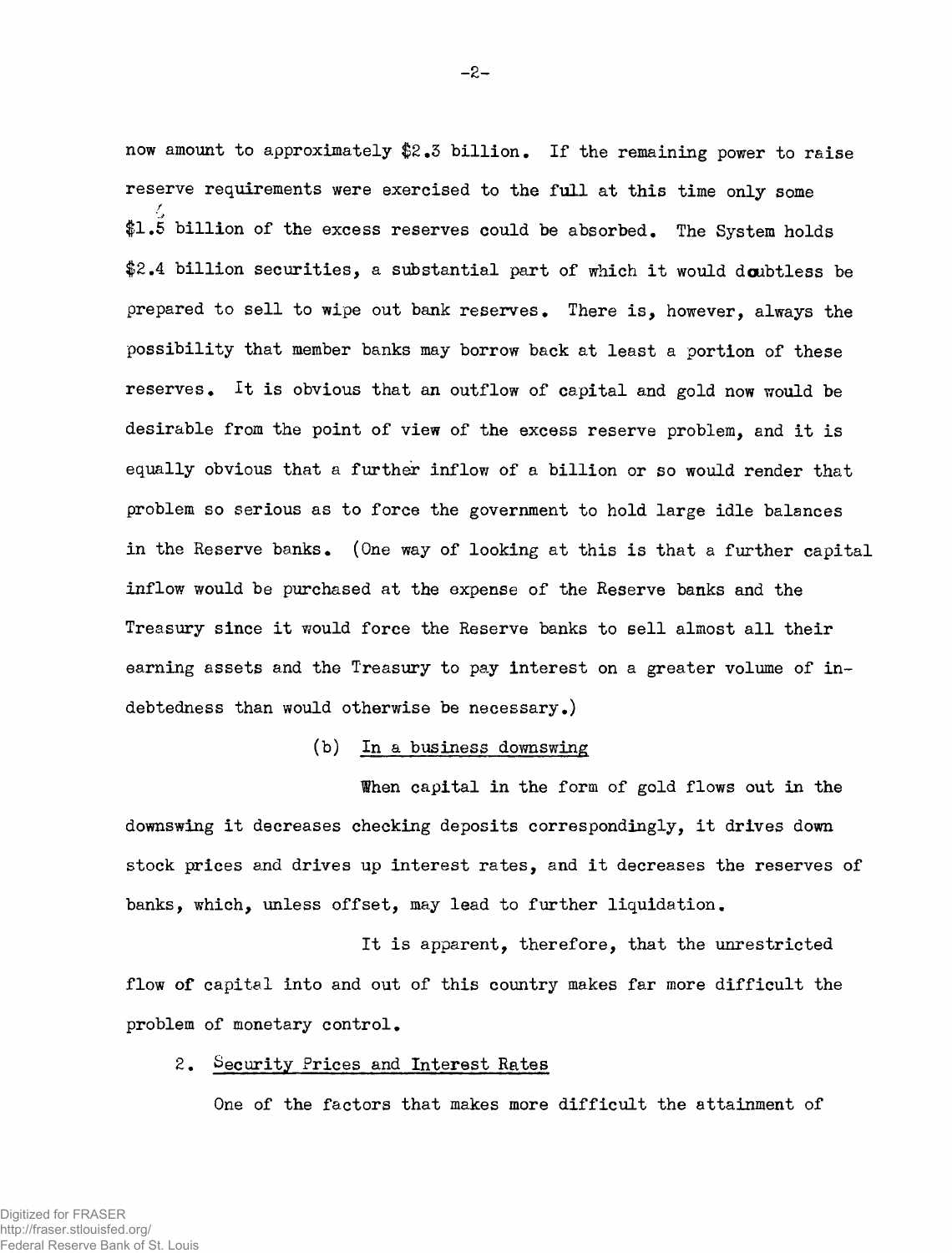now amount to approximately $2.3 billion. If the remaining power to raise reserve requirements were exercised to the full at this time only some $1.5 billion of the excess reserves could be absorbed. The System holds $2.4 billion securities, a substantial part of which it would doubtless be prepared to sell to wipe out bank reserves. There is, however, always the possibility that member banks may borrow back at least a portion of these reserves. It is obvious that an outflow of capital and gold now would be desirable from the point of view of the excess reserve problem, and it is equally obvious that a further inflow of a billion or so would render that problem so serious as to force the government to hold large idle balances in the Reserve banks. (One way of looking at this is that a further capital inflow would be purchased at the expense of the Reserve banks and the Treasury since it would force the Reserve banks to sell almost all their earning assets and the Treasury to pay interest on a greater volume of indebtedness than would otherwise be necessary.)

(b) <u>In a business downswing</u>

When capital in the form of gold flows out in the downswing it decreases checking deposits correspondingly, it drives down stock prices and drives up interest rates, and it decreases the reserves of banks, which, unless offset, may lead to further liquidation.

It is apparent, therefore, that the unrestricted flow of capital into and out of this country makes far more difficult the problem of monetary control.

2. <u>Security Prices and Interest Rates</u>

One of the factors that makes more difficult the attainment of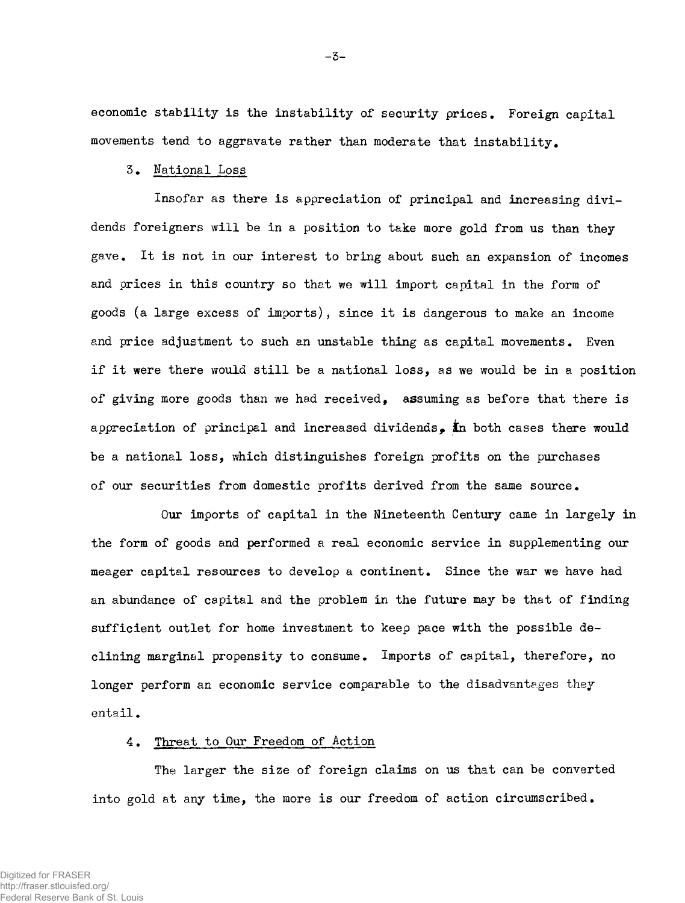economic stability is the instability of security prices. Foreign capital movements tend to aggravate rather than moderate that instability.

3. <u>National Loss</u>

Insofar as there is appreciation of principal and increasing dividends foreigners will be in a position to take more gold from us than they gave. It is not in our interest to bring about such an expansion of incomes and prices in this country so that we will import capital in the form of goods (a large excess of imports), since it is dangerous to make an income and price adjustment to such an unstable thing as capital movements. Even if it were there would still be a national loss, as we would be in a position of giving more goods than we had received, assuming as before that there is appreciation of principal and increased dividends, In both cases there would be a national loss, which distinguishes foreign profits on the purchases of our securities from domestic profits derived from the same source.

Our imports of capital in the Nineteenth Century came in largely in the form of goods and performed a real economic service in supplementing our meager capital resources to develop a continent. Since the war we have had an abundance of capital and the problem in the future may be that of finding sufficient outlet for home investment to keep pace with the possible declining marginal propensity to consume. Imports of capital, therefore, no longer perform an economic service comparable to the disadvantages they entail.

4. <u>Threat to Our Freedom of Action</u>

The larger the size of foreign claims on us that can be converted into gold at any time, the more is our freedom of action circumscribed.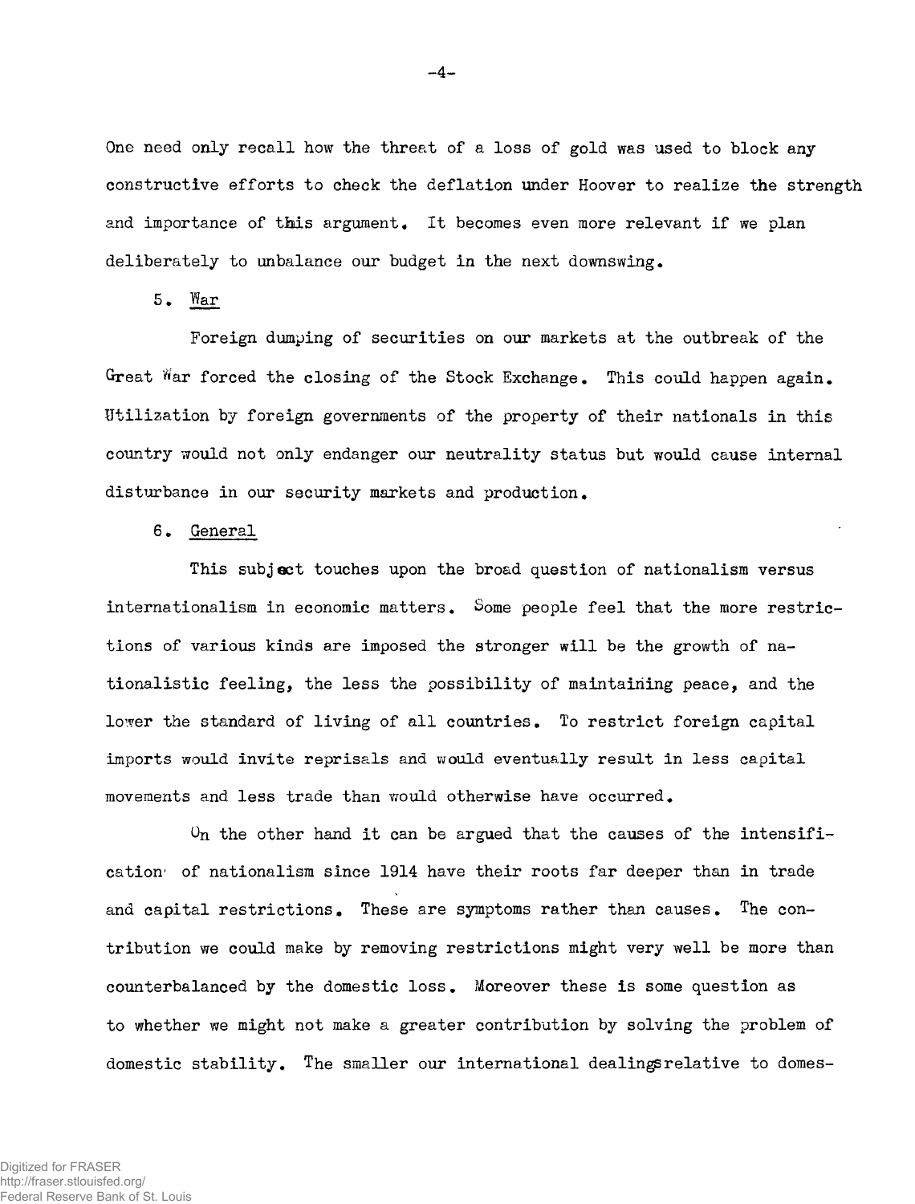One need only recall how the threat of a loss of gold was used to block any constructive efforts to check the deflation under Hoover to realize the strength and importance of this argument. It becomes even more relevant if we plan deliberately to unbalance our budget in the next downswing.

5. War

Foreign dumping of securities on our markets at the outbreak of the Great War forced the closing of the Stock Exchange. This could happen again. Utilization by foreign governments of the property of their nationals in this country would not only endanger our neutrality status but would cause internal disturbance in our security markets and production.

6. General

This subject touches upon the broad question of nationalism versus internationalism in economic matters. Some people feel that the more restrictions of various kinds are imposed the stronger will be the growth of nationalistic feeling, the less the possibility of maintaining peace, and the lower the standard of living of all countries. To restrict foreign capital imports would invite reprisals and would eventually result in less capital movements and less trade than would otherwise have occurred.

On the other hand it can be argued that the causes of the intensification of nationalism since 1914 have their roots far deeper than in trade and capital restrictions. These are symptoms rather than causes. The contribution we could make by removing restrictions might very well be more than counterbalanced by the domestic loss. Moreover these is some question as to whether we might not make a greater contribution by solving the problem of domestic stability. The smaller our international dealings relative to domes-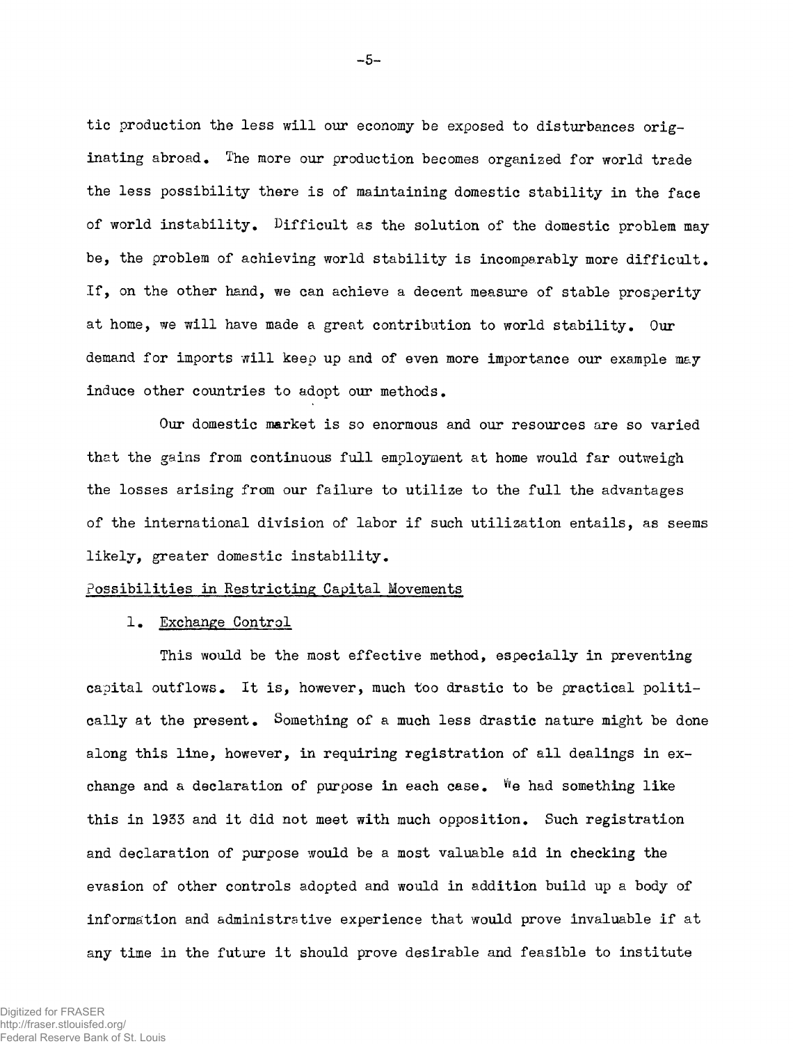tic production the less will our economy be exposed to disturbances originating abroad. The more our production becomes organized for world trade the less possibility there is of maintaining domestic stability in the face of world instability. Difficult as the solution of the domestic problem may be, the problem of achieving world stability is incomparably more difficult. If, on the other hand, we can achieve a decent measure of stable prosperity at home, we will have made a great contribution to world stability. Our demand for imports will keep up and of even more importance our example may induce other countries to adopt our methods.

Our domestic market is so enormous and our resources are so varied that the gains from continuous full employment at home would far outweigh the losses arising from our failure to utilize to the full the advantages of the international division of labor if such utilization entails, as seems likely, greater domestic instability.

## Possibilities in Restricting Capital Movements

### 1. Exchange Control

This would be the most effective method, especially in preventing capital outflows. It is, however, much too drastic to be practical politically at the present. Something of a much less drastic nature might be done along this line, however, in requiring registration of all dealings in exchange and a declaration of purpose in each case. We had something like this in 1933 and it did not meet with much opposition. Such registration and declaration of purpose would be a most valuable aid in checking the evasion of other controls adopted and would in addition build up a body of information and administrative experience that would prove invaluable if at any time in the future it should prove desirable and feasible to institute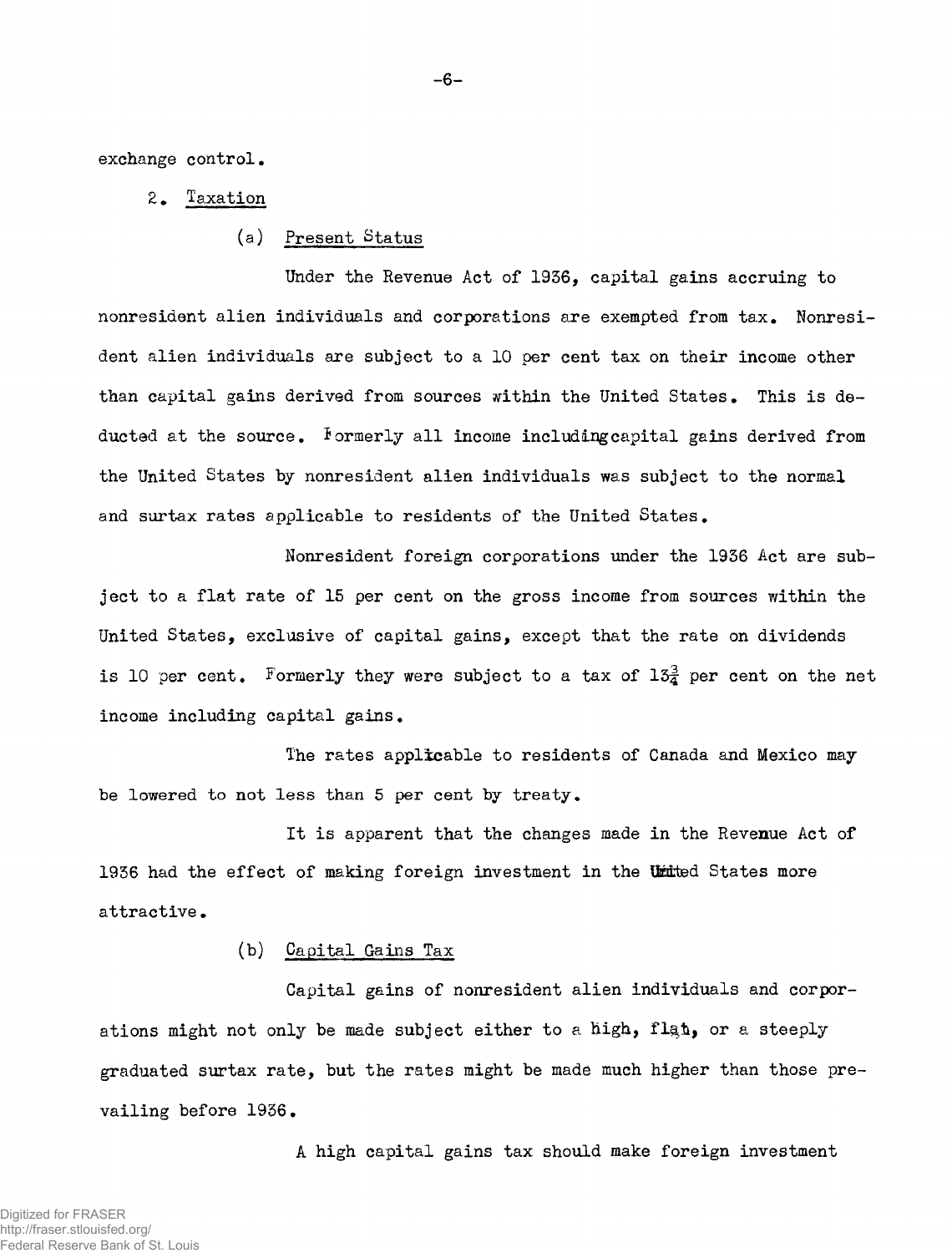exchange control.

2. Taxation

(a) Present Status

Under the Revenue Act of 1936, capital gains accruing to nonresident alien individuals and corporations are exempted from tax. Nonresident alien individuals are subject to a 10 per cent tax on their income other than capital gains derived from sources within the United States. This is deducted at the source. Formerly all income including capital gains derived from the United States by nonresident alien individuals was subject to the normal and surtax rates applicable to residents of the United States.

Nonresident foreign corporations under the 1936 Act are subject to a flat rate of 15 per cent on the gross income from sources within the United States, exclusive of capital gains, except that the rate on dividends is 10 per cent. Formerly they were subject to a tax of $13\frac{3}{4}$ per cent on the net income including capital gains.

The rates applicable to residents of Canada and Mexico may be lowered to not less than 5 per cent by treaty.

It is apparent that the changes made in the Revenue Act of 1936 had the effect of making foreign investment in the United States more attractive.

(b) Capital Gains Tax

Capital gains of nonresident alien individuals and corporations might not only be made subject either to a high, flat, or a steeply graduated surtax rate, but the rates might be made much higher than those prevailing before 1936.

A high capital gains tax should make foreign investment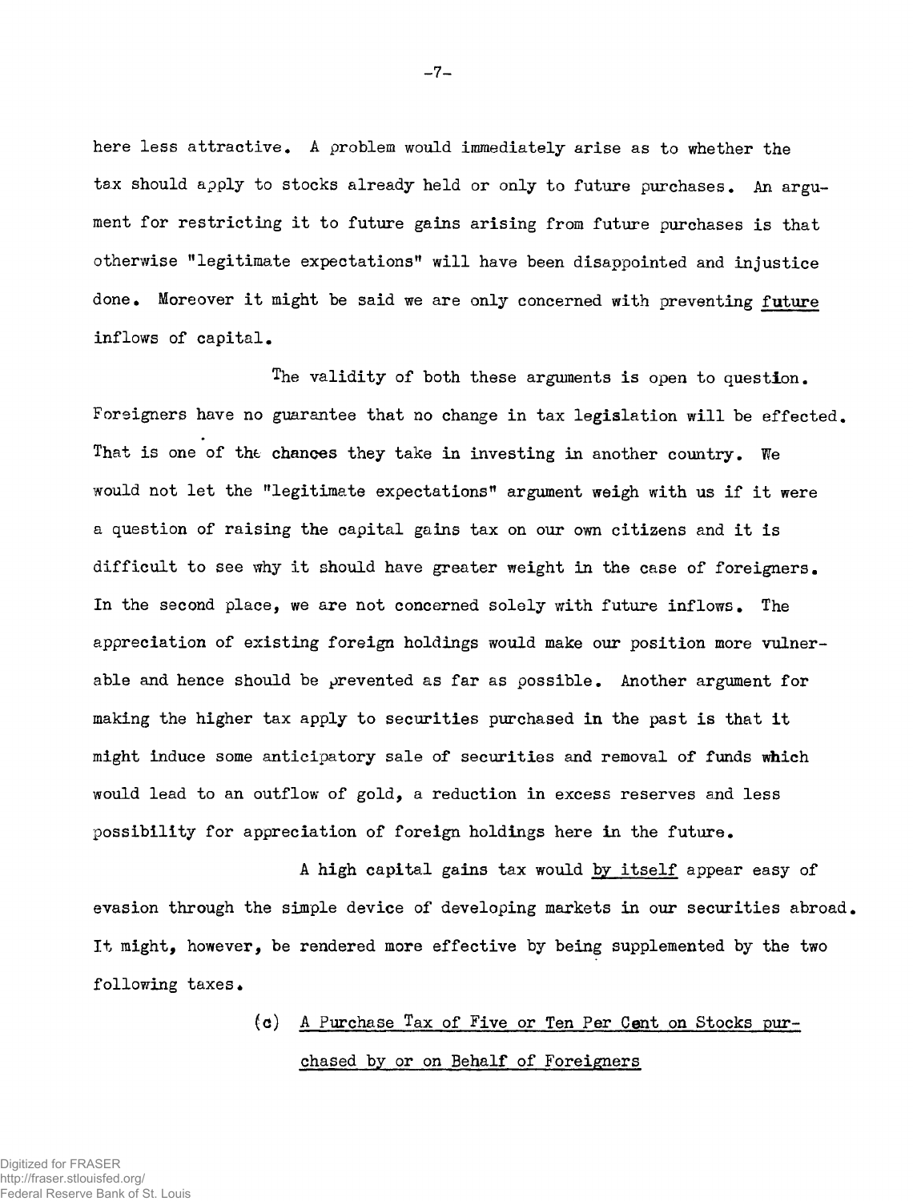here less attractive. A problem would immediately arise as to whether the tax should apply to stocks already held or only to future purchases. An argument for restricting it to future gains arising from future purchases is that otherwise "legitimate expectations" will have been disappointed and injustice done. Moreover it might be said we are only concerned with preventing future inflows of capital.

The validity of both these arguments is open to question. Foreigners have no guarantee that no change in tax legislation will be effected. That is one of the chances they take in investing in another country. We would not let the "legitimate expectations" argument weigh with us if it were a question of raising the capital gains tax on our own citizens and it is difficult to see why it should have greater weight in the case of foreigners. In the second place, we are not concerned solely with future inflows. The appreciation of existing foreign holdings would make our position more vulnerable and hence should be prevented as far as possible. Another argument for making the higher tax apply to securities purchased in the past is that it might induce some anticipatory sale of securities and removal of funds which would lead to an outflow of gold, a reduction in excess reserves and less possibility for appreciation of foreign holdings here in the future.

A high capital gains tax would by itself appear easy of evasion through the simple device of developing markets in our securities abroad. It might, however, be rendered more effective by being supplemented by the two following taxes.

(c) A Purchase Tax of Five or Ten Per Cent on Stocks purchased by or on Behalf of Foreigners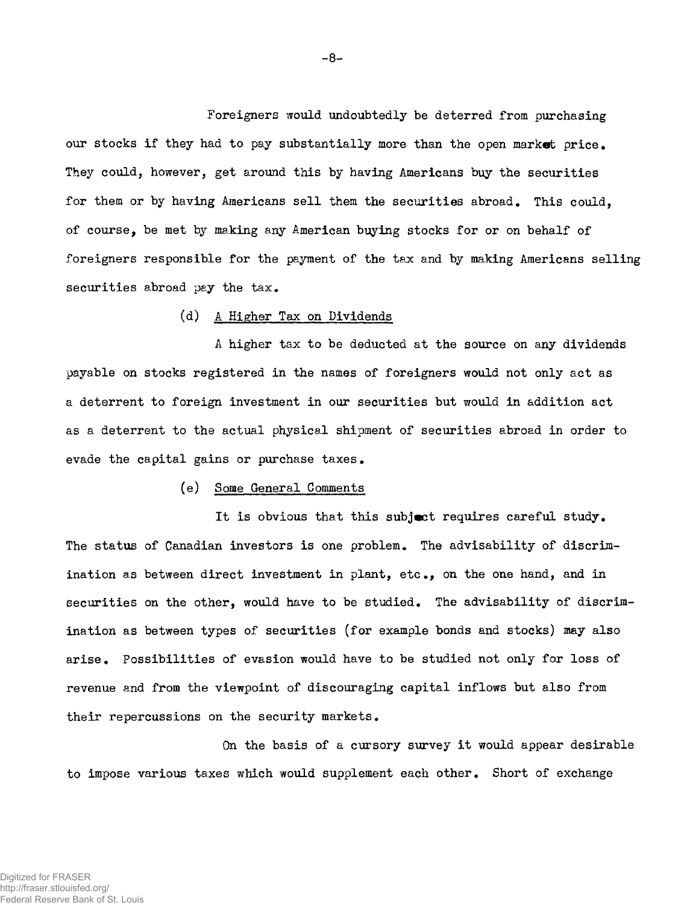Foreigners would undoubtedly be deterred from purchasing our stocks if they had to pay substantially more than the open market price. They could, however, get around this by having Americans buy the securities for them or by having Americans sell them the securities abroad. This could, of course, be met by making any American buying stocks for or on behalf of foreigners responsible for the payment of the tax and by making Americans selling securities abroad pay the tax.

### (d) A Higher Tax on Dividends

A higher tax to be deducted at the source on any dividends payable on stocks registered in the names of foreigners would not only act as a deterrent to foreign investment in our securities but would in addition act as a deterrent to the actual physical shipment of securities abroad in order to evade the capital gains or purchase taxes.

### (e) Some General Comments

It is obvious that this subject requires careful study. The status of Canadian investors is one problem. The advisability of discrimination as between direct investment in plant, etc., on the one hand, and in securities on the other, would have to be studied. The advisability of discrimination as between types of securities (for example bonds and stocks) may also arise. Possibilities of evasion would have to be studied not only for loss of revenue and from the viewpoint of discouraging capital inflows but also from their repercussions on the security markets.

On the basis of a cursory survey it would appear desirable to impose various taxes which would supplement each other. Short of exchange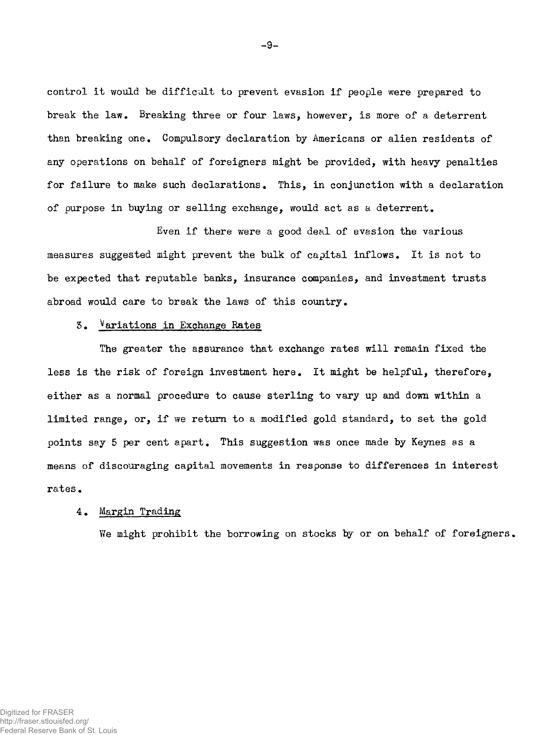control it would be difficult to prevent evasion if people were prepared to break the law. Breaking three or four laws, however, is more of a deterrent than breaking one. Compulsory declaration by Americans or alien residents of any operations on behalf of foreigners might be provided, with heavy penalties for failure to make such declarations. This, in conjunction with a declaration of purpose in buying or selling exchange, would act as a deterrent.

Even if there were a good deal of evasion the various measures suggested might prevent the bulk of capital inflows. It is not to be expected that reputable banks, insurance companies, and investment trusts abroad would care to break the laws of this country.

3. Variations in Exchange Rates

The greater the assurance that exchange rates will remain fixed the less is the risk of foreign investment here. It might be helpful, therefore, either as a normal procedure to cause sterling to vary up and down within a limited range, or, if we return to a modified gold standard, to set the gold points say 5 per cent apart. This suggestion was once made by Keynes as a means of discouraging capital movements in response to differences in interest rates.

4. Margin Trading

We might prohibit the borrowing on stocks by or on behalf of foreigners.